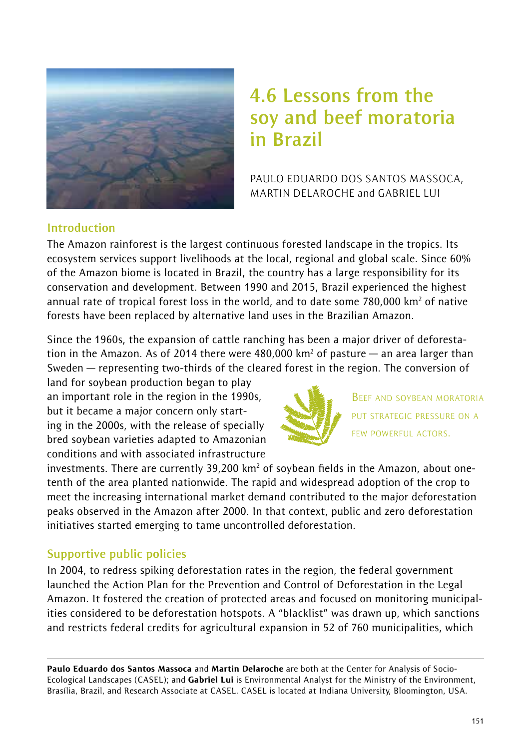# 4.6 Lessons from the soy and beef moratoria in Brazil

PAULO EDUARDO DOS SANTOS MASSOCA, MARTIN DELAROCHE and GABRIEL LUI

## Introduction

The Amazon rainforest is the largest continuous forested landscape in the tropics. Its ecosystem services support livelihoods at the local, regional and global scale. Since 60% of the Amazon biome is located in Brazil, the country has a large responsibility for its conservation and development. Between 1990 and 2015, Brazil experienced the highest annual rate of tropical forest loss in the world, and to date some 780,000 km² of native forests have been replaced by alternative land uses in the Brazilian Amazon.

Since the 1960s, the expansion of cattle ranching has been a major driver of deforestation in the Amazon. As of 2014 there were 480,000 km² of pasture — an area larger than Sweden — representing two-thirds of the cleared forest in the region. The conversion of land for soybean production began to play an important role in the region in the 1990s, but it became a major concern only starting in the 2000s, with the release of specially bred soybean varieties adapted to Amazonian conditions and with associated infrastructure investments. There are currently 39,200 km² of soybean fields in the Amazon, about one-tenth of the area planted nationwide. The rapid and widespread adoption of the crop to meet the increasing international market demand contributed to the major deforestation peaks observed in the Amazon after 2000. In that context, public and zero deforestation initiatives started emerging to tame uncontrolled deforestation.

> BEEF AND SOYBEAN MORATORIA PUT STRATEGIC PRESSURE ON A FEW POWERFUL ACTORS.

## Supportive public policies

In 2004, to redress spiking deforestation rates in the region, the federal government launched the Action Plan for the Prevention and Control of Deforestation in the Legal Amazon. It fostered the creation of protected areas and focused on monitoring municipalities considered to be deforestation hotspots. A "blacklist" was drawn up, which sanctions and restricts federal credits for agricultural expansion in 52 of 760 municipalities, which

---

**Paulo Eduardo dos Santos Massoca** and **Martin Delaroche** are both at the Center for Analysis of Socio-Ecological Landscapes (CASEL); and **Gabriel Lui** is Environmental Analyst for the Ministry of the Environment, Brasília, Brazil, and Research Associate at CASEL. CASEL is located at Indiana University, Bloomington, USA.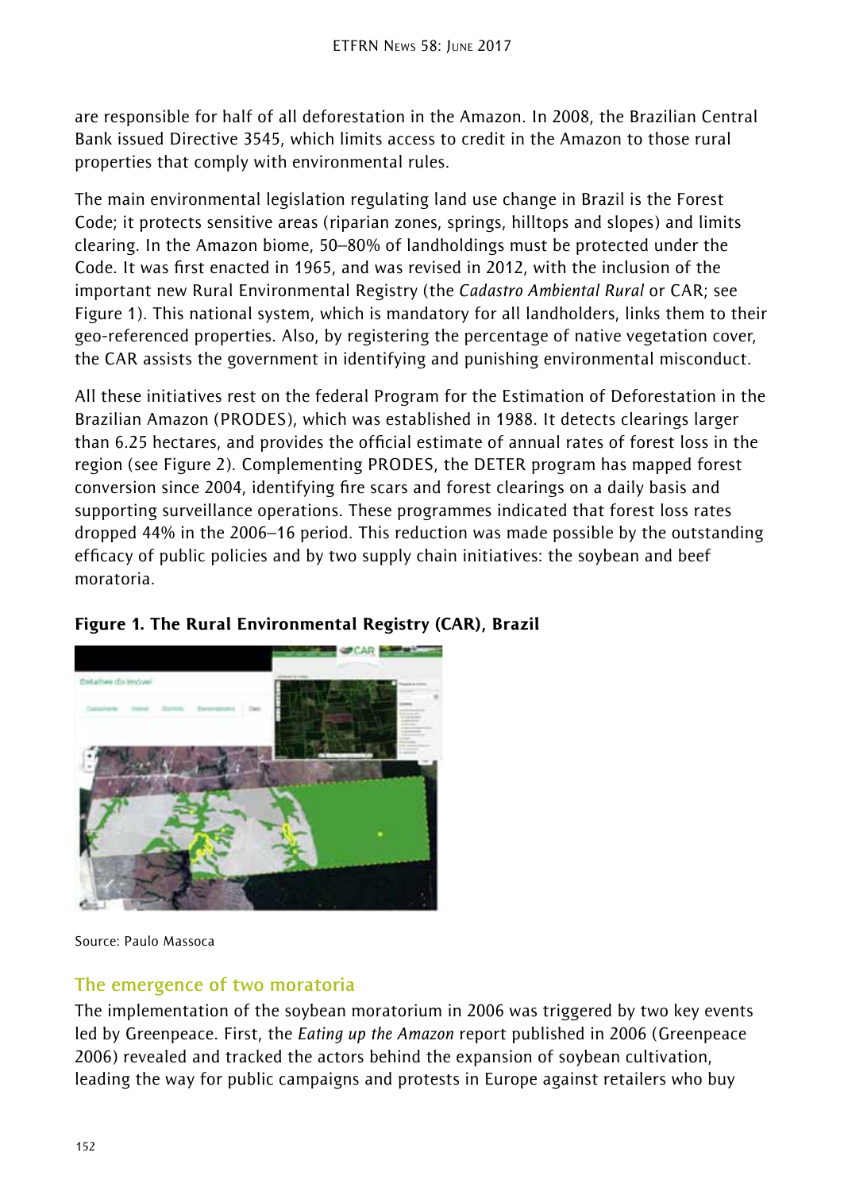are responsible for half of all deforestation in the Amazon. In 2008, the Brazilian Central Bank issued Directive 3545, which limits access to credit in the Amazon to those rural properties that comply with environmental rules.

The main environmental legislation regulating land use change in Brazil is the Forest Code; it protects sensitive areas (riparian zones, springs, hilltops and slopes) and limits clearing. In the Amazon biome, 50–80% of landholdings must be protected under the Code. It was first enacted in 1965, and was revised in 2012, with the inclusion of the important new Rural Environmental Registry (the *Cadastro Ambiental Rural* or CAR; see Figure 1). This national system, which is mandatory for all landholders, links them to their geo-referenced properties. Also, by registering the percentage of native vegetation cover, the CAR assists the government in identifying and punishing environmental misconduct.

All these initiatives rest on the federal Program for the Estimation of Deforestation in the Brazilian Amazon (PRODES), which was established in 1988. It detects clearings larger than 6.25 hectares, and provides the official estimate of annual rates of forest loss in the region (see Figure 2). Complementing PRODES, the DETER program has mapped forest conversion since 2004, identifying fire scars and forest clearings on a daily basis and supporting surveillance operations. These programmes indicated that forest loss rates dropped 44% in the 2006–16 period. This reduction was made possible by the outstanding efficacy of public policies and by two supply chain initiatives: the soybean and beef moratoria.

**Figure 1. The Rural Environmental Registry (CAR), Brazil**

Source: Paulo Massoca

## The emergence of two moratoria

The implementation of the soybean moratorium in 2006 was triggered by two key events led by Greenpeace. First, the *Eating up the Amazon* report published in 2006 (Greenpeace 2006) revealed and tracked the actors behind the expansion of soybean cultivation, leading the way for public campaigns and protests in Europe against retailers who buy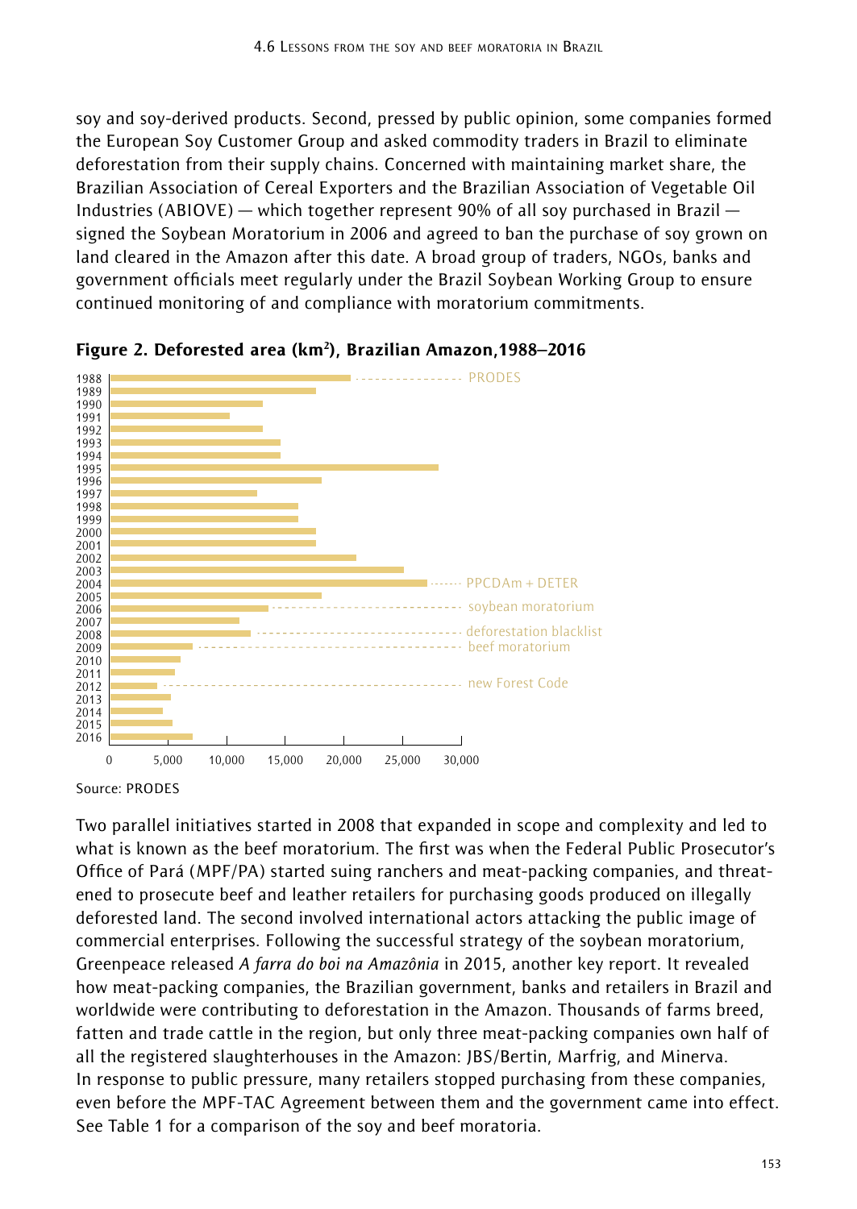soy and soy-derived products. Second, pressed by public opinion, some companies formed the European Soy Customer Group and asked commodity traders in Brazil to eliminate deforestation from their supply chains. Concerned with maintaining market share, the Brazilian Association of Cereal Exporters and the Brazilian Association of Vegetable Oil Industries (ABIOVE) — which together represent 90% of all soy purchased in Brazil — signed the Soybean Moratorium in 2006 and agreed to ban the purchase of soy grown on land cleared in the Amazon after this date. A broad group of traders, NGOs, banks and government officials meet regularly under the Brazil Soybean Working Group to ensure continued monitoring of and compliance with moratorium commitments.

**Figure 2. Deforested area (km²), Brazilian Amazon, 1988–2016**

Source: PRODES

Two parallel initiatives started in 2008 that expanded in scope and complexity and led to what is known as the beef moratorium. The first was when the Federal Public Prosecutor's Office of Pará (MPF/PA) started suing ranchers and meat-packing companies, and threatened to prosecute beef and leather retailers for purchasing goods produced on illegally deforested land. The second involved international actors attacking the public image of commercial enterprises. Following the successful strategy of the soybean moratorium, Greenpeace released *A farra do boi na Amazônia* in 2015, another key report. It revealed how meat-packing companies, the Brazilian government, banks and retailers in Brazil and worldwide were contributing to deforestation in the Amazon. Thousands of farms breed, fatten and trade cattle in the region, but only three meat-packing companies own half of all the registered slaughterhouses in the Amazon: JBS/Bertin, Marfrig, and Minerva. In response to public pressure, many retailers stopped purchasing from these companies, even before the MPF-TAC Agreement between them and the government came into effect. See Table 1 for a comparison of the soy and beef moratoria.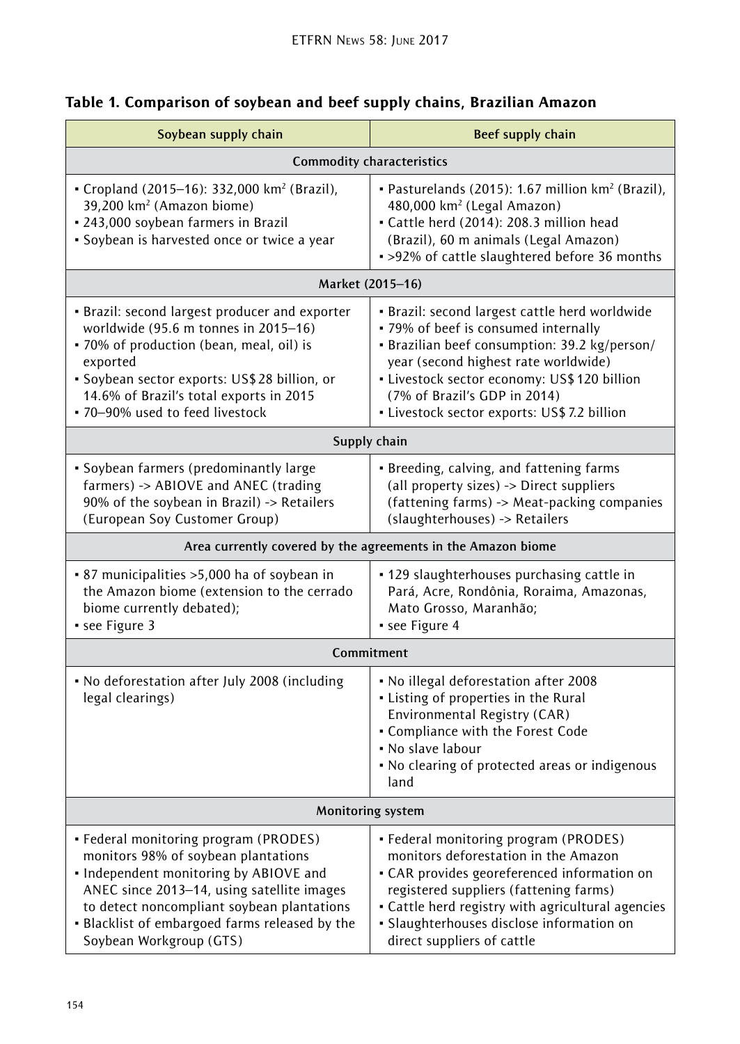**Table 1. Comparison of soybean and beef supply chains, Brazilian Amazon**

| Soybean supply chain | Beef supply chain |
|---|---|
| **Commodity characteristics** | |
| • Cropland (2015–16): 332,000 km$^2$ (Brazil), 39,200 km$^2$ (Amazon biome)<br>• 243,000 soybean farmers in Brazil<br>• Soybean is harvested once or twice a year | • Pasturelands (2015): 1.67 million km$^2$ (Brazil), 480,000 km$^2$ (Legal Amazon)<br>• Cattle herd (2014): 208.3 million head (Brazil), 60 m animals (Legal Amazon)<br>• >92% of cattle slaughtered before 36 months |
| **Market (2015–16)** | |
| • Brazil: second largest producer and exporter worldwide (95.6 m tonnes in 2015–16)<br>• 70% of production (bean, meal, oil) is exported<br>• Soybean sector exports: US$ 28 billion, or 14.6% of Brazil's total exports in 2015<br>• 70–90% used to feed livestock | • Brazil: second largest cattle herd worldwide<br>• 79% of beef is consumed internally<br>• Brazilian beef consumption: 39.2 kg/person/year (second highest rate worldwide)<br>• Livestock sector economy: US$ 120 billion (7% of Brazil's GDP in 2014)<br>• Livestock sector exports: US$ 7.2 billion |
| **Supply chain** | |
| • Soybean farmers (predominantly large farmers) -> ABIOVE and ANEC (trading 90% of the soybean in Brazil) -> Retailers (European Soy Customer Group) | • Breeding, calving, and fattening farms (all property sizes) -> Direct suppliers (fattening farms) -> Meat-packing companies (slaughterhouses) -> Retailers |
| **Area currently covered by the agreements in the Amazon biome** | |
| • 87 municipalities >5,000 ha of soybean in the Amazon biome (extension to the cerrado biome currently debated);<br>• see Figure 3 | • 129 slaughterhouses purchasing cattle in Pará, Acre, Rondônia, Roraima, Amazonas, Mato Grosso, Maranhão;<br>• see Figure 4 |
| **Commitment** | |
| • No deforestation after July 2008 (including legal clearings) | • No illegal deforestation after 2008<br>• Listing of properties in the Rural Environmental Registry (CAR)<br>• Compliance with the Forest Code<br>• No slave labour<br>• No clearing of protected areas or indigenous land |
| **Monitoring system** | |
| • Federal monitoring program (PRODES) monitors 98% of soybean plantations<br>• Independent monitoring by ABIOVE and ANEC since 2013–14, using satellite images to detect noncompliant soybean plantations<br>• Blacklist of embargoed farms released by the Soybean Workgroup (GTS) | • Federal monitoring program (PRODES) monitors deforestation in the Amazon<br>• CAR provides georeferenced information on registered suppliers (fattening farms)<br>• Cattle herd registry with agricultural agencies<br>• Slaughterhouses disclose information on direct suppliers of cattle |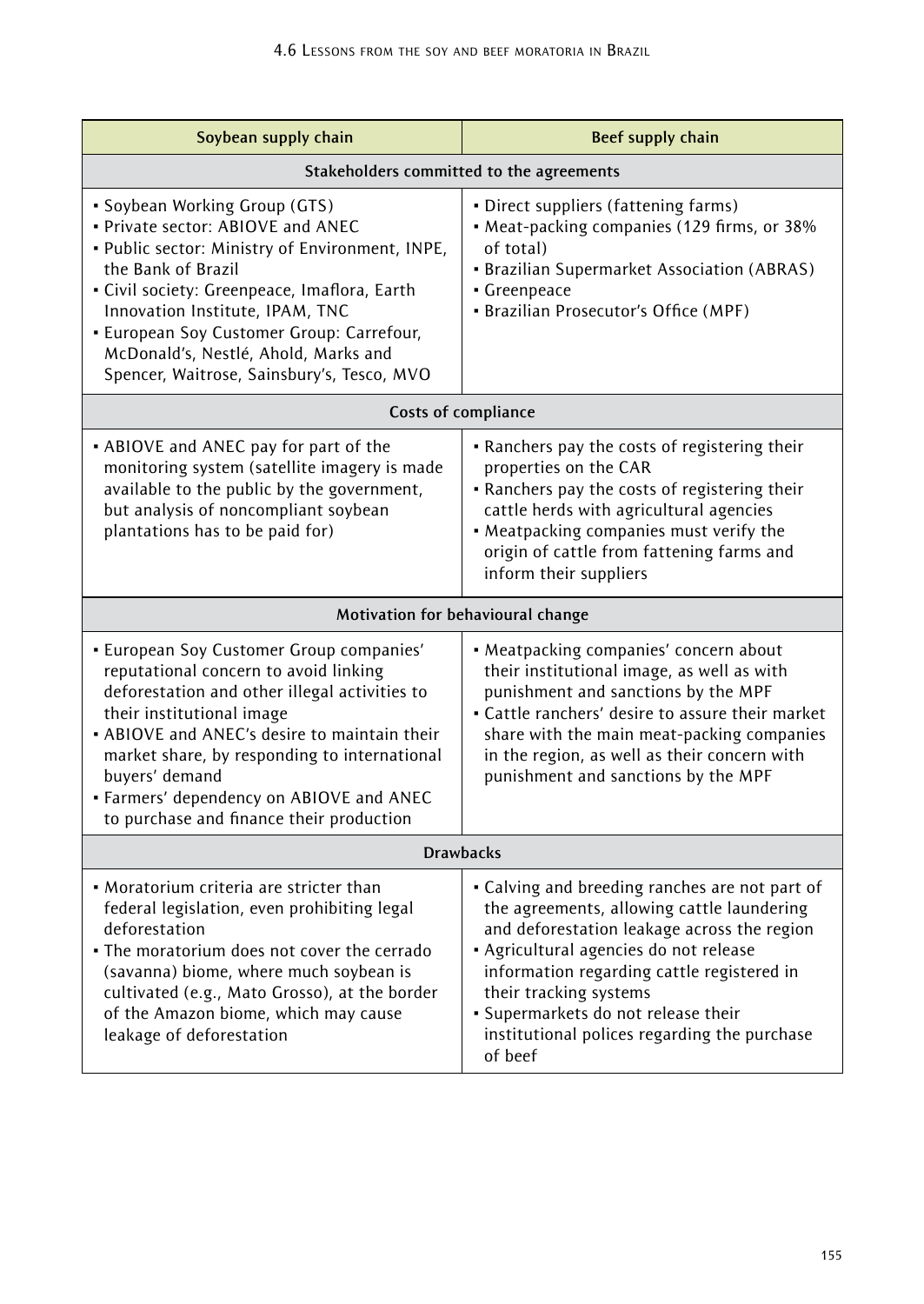| Soybean supply chain | Beef supply chain |
|---|---|
| **Stakeholders committed to the agreements** | |
| • Soybean Working Group (GTS)<br>• Private sector: ABIOVE and ANEC<br>• Public sector: Ministry of Environment, INPE, the Bank of Brazil<br>• Civil society: Greenpeace, Imaflora, Earth Innovation Institute, IPAM, TNC<br>• European Soy Customer Group: Carrefour, McDonald's, Nestlé, Ahold, Marks and Spencer, Waitrose, Sainsbury's, Tesco, MVO | • Direct suppliers (fattening farms)<br>• Meat-packing companies (129 firms, or 38% of total)<br>• Brazilian Supermarket Association (ABRAS)<br>• Greenpeace<br>• Brazilian Prosecutor's Office (MPF) |
| **Costs of compliance** | |
| • ABIOVE and ANEC pay for part of the monitoring system (satellite imagery is made available to the public by the government, but analysis of noncompliant soybean plantations has to be paid for) | • Ranchers pay the costs of registering their properties on the CAR<br>• Ranchers pay the costs of registering their cattle herds with agricultural agencies<br>• Meatpacking companies must verify the origin of cattle from fattening farms and inform their suppliers |
| **Motivation for behavioural change** | |
| • European Soy Customer Group companies' reputational concern to avoid linking deforestation and other illegal activities to their institutional image<br>• ABIOVE and ANEC's desire to maintain their market share, by responding to international buyers' demand<br>• Farmers' dependency on ABIOVE and ANEC to purchase and finance their production | • Meatpacking companies' concern about their institutional image, as well as with punishment and sanctions by the MPF<br>• Cattle ranchers' desire to assure their market share with the main meat-packing companies in the region, as well as their concern with punishment and sanctions by the MPF |
| **Drawbacks** | |
| • Moratorium criteria are stricter than federal legislation, even prohibiting legal deforestation<br>• The moratorium does not cover the cerrado (savanna) biome, where much soybean is cultivated (e.g., Mato Grosso), at the border of the Amazon biome, which may cause leakage of deforestation | • Calving and breeding ranches are not part of the agreements, allowing cattle laundering and deforestation leakage across the region<br>• Agricultural agencies do not release information regarding cattle registered in their tracking systems<br>• Supermarkets do not release their institutional polices regarding the purchase of beef |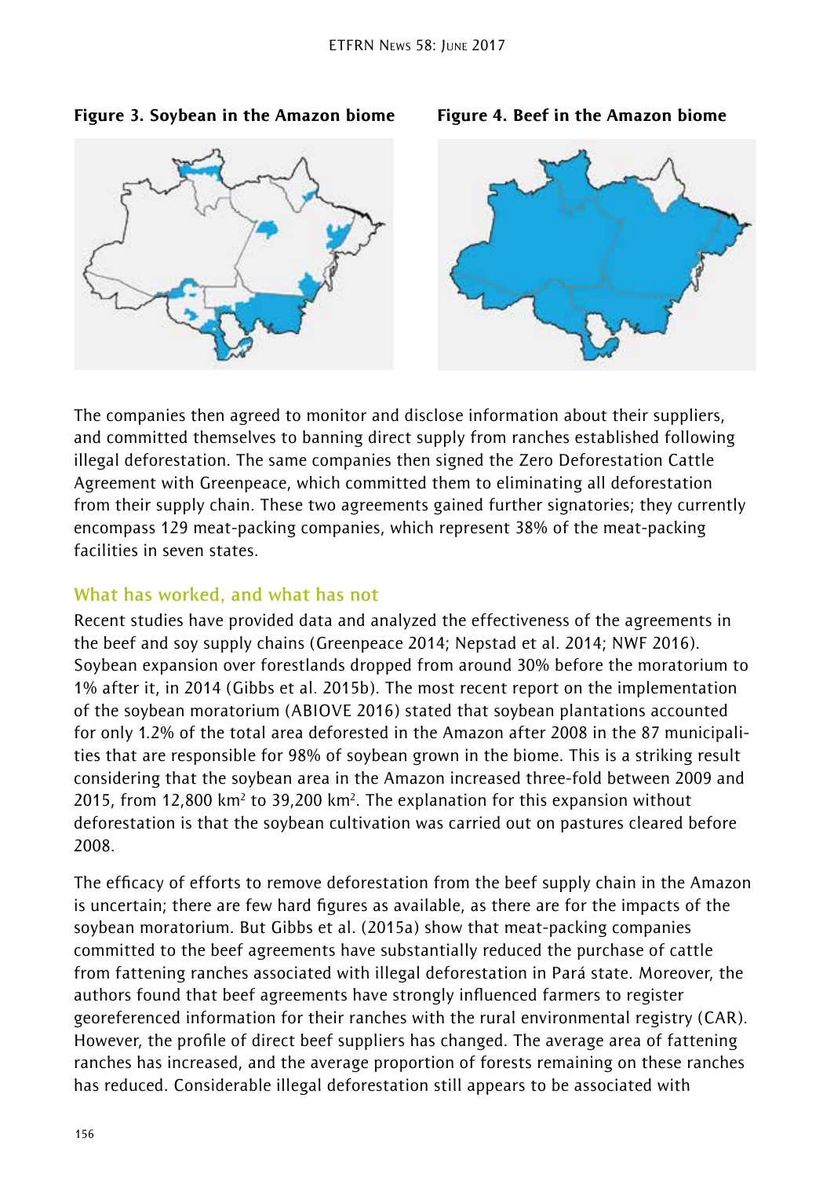**Figure 3. Soybean in the Amazon biome**

**Figure 4. Beef in the Amazon biome**

The companies then agreed to monitor and disclose information about their suppliers, and committed themselves to banning direct supply from ranches established following illegal deforestation. The same companies then signed the Zero Deforestation Cattle Agreement with Greenpeace, which committed them to eliminating all deforestation from their supply chain. These two agreements gained further signatories; they currently encompass 129 meat-packing companies, which represent 38% of the meat-packing facilities in seven states.

## What has worked, and what has not

Recent studies have provided data and analyzed the effectiveness of the agreements in the beef and soy supply chains (Greenpeace 2014; Nepstad et al. 2014; NWF 2016). Soybean expansion over forestlands dropped from around 30% before the moratorium to 1% after it, in 2014 (Gibbs et al. 2015b). The most recent report on the implementation of the soybean moratorium (ABIOVE 2016) stated that soybean plantations accounted for only 1.2% of the total area deforested in the Amazon after 2008 in the 87 municipalities that are responsible for 98% of soybean grown in the biome. This is a striking result considering that the soybean area in the Amazon increased three-fold between 2009 and 2015, from 12,800 $km^2$ to 39,200 $km^2$. The explanation for this expansion without deforestation is that the soybean cultivation was carried out on pastures cleared before 2008.

The efficacy of efforts to remove deforestation from the beef supply chain in the Amazon is uncertain; there are few hard figures as available, as there are for the impacts of the soybean moratorium. But Gibbs et al. (2015a) show that meat-packing companies committed to the beef agreements have substantially reduced the purchase of cattle from fattening ranches associated with illegal deforestation in Pará state. Moreover, the authors found that beef agreements have strongly influenced farmers to register georeferenced information for their ranches with the rural environmental registry (CAR). However, the profile of direct beef suppliers has changed. The average area of fattening ranches has increased, and the average proportion of forests remaining on these ranches has reduced. Considerable illegal deforestation still appears to be associated with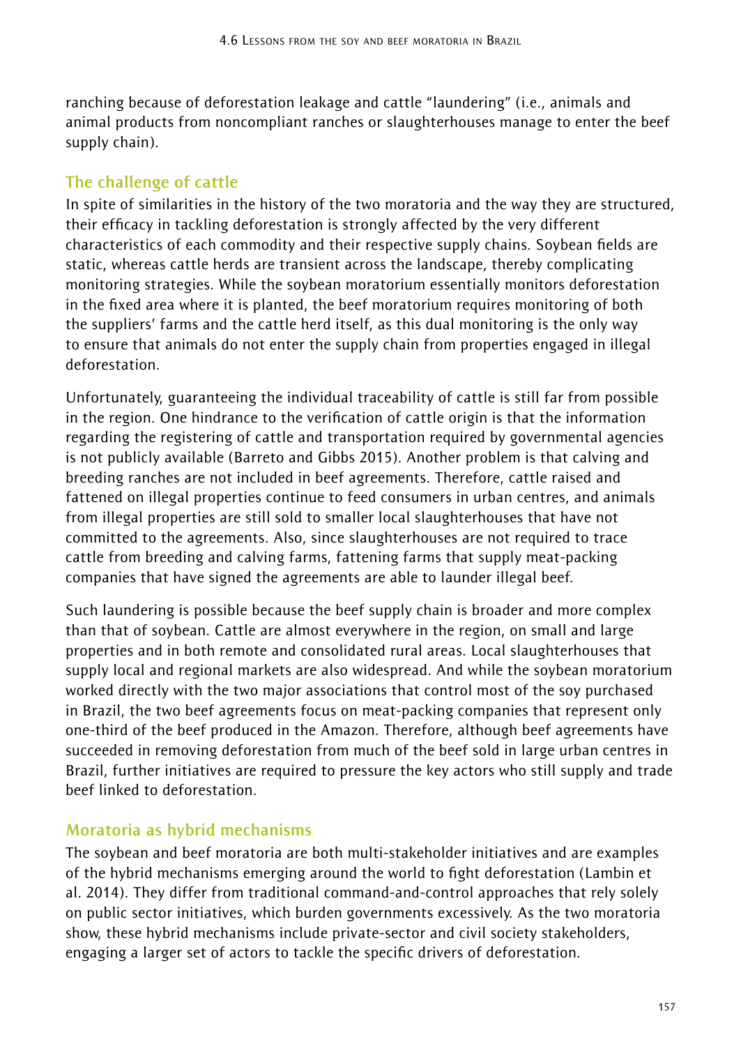ranching because of deforestation leakage and cattle "laundering" (i.e., animals and animal products from noncompliant ranches or slaughterhouses manage to enter the beef supply chain).

## The challenge of cattle

In spite of similarities in the history of the two moratoria and the way they are structured, their efficacy in tackling deforestation is strongly affected by the very different characteristics of each commodity and their respective supply chains. Soybean fields are static, whereas cattle herds are transient across the landscape, thereby complicating monitoring strategies. While the soybean moratorium essentially monitors deforestation in the fixed area where it is planted, the beef moratorium requires monitoring of both the suppliers' farms and the cattle herd itself, as this dual monitoring is the only way to ensure that animals do not enter the supply chain from properties engaged in illegal deforestation.

Unfortunately, guaranteeing the individual traceability of cattle is still far from possible in the region. One hindrance to the verification of cattle origin is that the information regarding the registering of cattle and transportation required by governmental agencies is not publicly available (Barreto and Gibbs 2015). Another problem is that calving and breeding ranches are not included in beef agreements. Therefore, cattle raised and fattened on illegal properties continue to feed consumers in urban centres, and animals from illegal properties are still sold to smaller local slaughterhouses that have not committed to the agreements. Also, since slaughterhouses are not required to trace cattle from breeding and calving farms, fattening farms that supply meat-packing companies that have signed the agreements are able to launder illegal beef.

Such laundering is possible because the beef supply chain is broader and more complex than that of soybean. Cattle are almost everywhere in the region, on small and large properties and in both remote and consolidated rural areas. Local slaughterhouses that supply local and regional markets are also widespread. And while the soybean moratorium worked directly with the two major associations that control most of the soy purchased in Brazil, the two beef agreements focus on meat-packing companies that represent only one-third of the beef produced in the Amazon. Therefore, although beef agreements have succeeded in removing deforestation from much of the beef sold in large urban centres in Brazil, further initiatives are required to pressure the key actors who still supply and trade beef linked to deforestation.

## Moratoria as hybrid mechanisms

The soybean and beef moratoria are both multi-stakeholder initiatives and are examples of the hybrid mechanisms emerging around the world to fight deforestation (Lambin et al. 2014). They differ from traditional command-and-control approaches that rely solely on public sector initiatives, which burden governments excessively. As the two moratoria show, these hybrid mechanisms include private-sector and civil society stakeholders, engaging a larger set of actors to tackle the specific drivers of deforestation.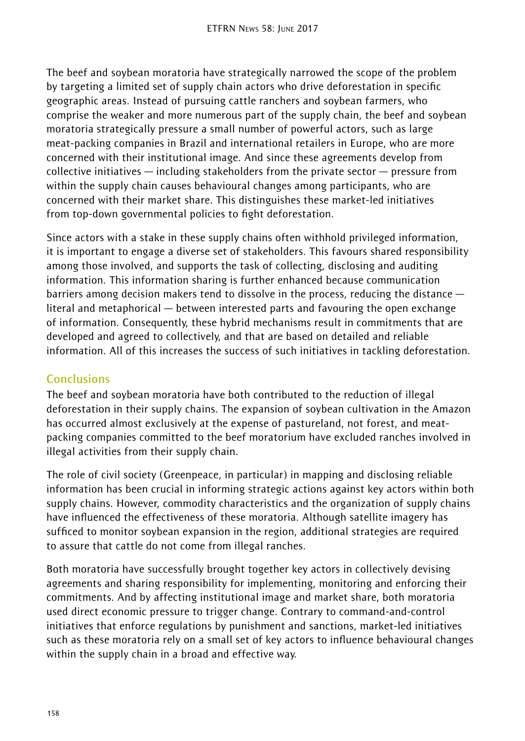The beef and soybean moratoria have strategically narrowed the scope of the problem by targeting a limited set of supply chain actors who drive deforestation in specific geographic areas. Instead of pursuing cattle ranchers and soybean farmers, who comprise the weaker and more numerous part of the supply chain, the beef and soybean moratoria strategically pressure a small number of powerful actors, such as large meat-packing companies in Brazil and international retailers in Europe, who are more concerned with their institutional image. And since these agreements develop from collective initiatives — including stakeholders from the private sector — pressure from within the supply chain causes behavioural changes among participants, who are concerned with their market share. This distinguishes these market-led initiatives from top-down governmental policies to fight deforestation.

Since actors with a stake in these supply chains often withhold privileged information, it is important to engage a diverse set of stakeholders. This favours shared responsibility among those involved, and supports the task of collecting, disclosing and auditing information. This information sharing is further enhanced because communication barriers among decision makers tend to dissolve in the process, reducing the distance — literal and metaphorical — between interested parts and favouring the open exchange of information. Consequently, these hybrid mechanisms result in commitments that are developed and agreed to collectively, and that are based on detailed and reliable information. All of this increases the success of such initiatives in tackling deforestation.

## Conclusions

The beef and soybean moratoria have both contributed to the reduction of illegal deforestation in their supply chains. The expansion of soybean cultivation in the Amazon has occurred almost exclusively at the expense of pastureland, not forest, and meat-packing companies committed to the beef moratorium have excluded ranches involved in illegal activities from their supply chain.

The role of civil society (Greenpeace, in particular) in mapping and disclosing reliable information has been crucial in informing strategic actions against key actors within both supply chains. However, commodity characteristics and the organization of supply chains have influenced the effectiveness of these moratoria. Although satellite imagery has sufficed to monitor soybean expansion in the region, additional strategies are required to assure that cattle do not come from illegal ranches.

Both moratoria have successfully brought together key actors in collectively devising agreements and sharing responsibility for implementing, monitoring and enforcing their commitments. And by affecting institutional image and market share, both moratoria used direct economic pressure to trigger change. Contrary to command-and-control initiatives that enforce regulations by punishment and sanctions, market-led initiatives such as these moratoria rely on a small set of key actors to influence behavioural changes within the supply chain in a broad and effective way.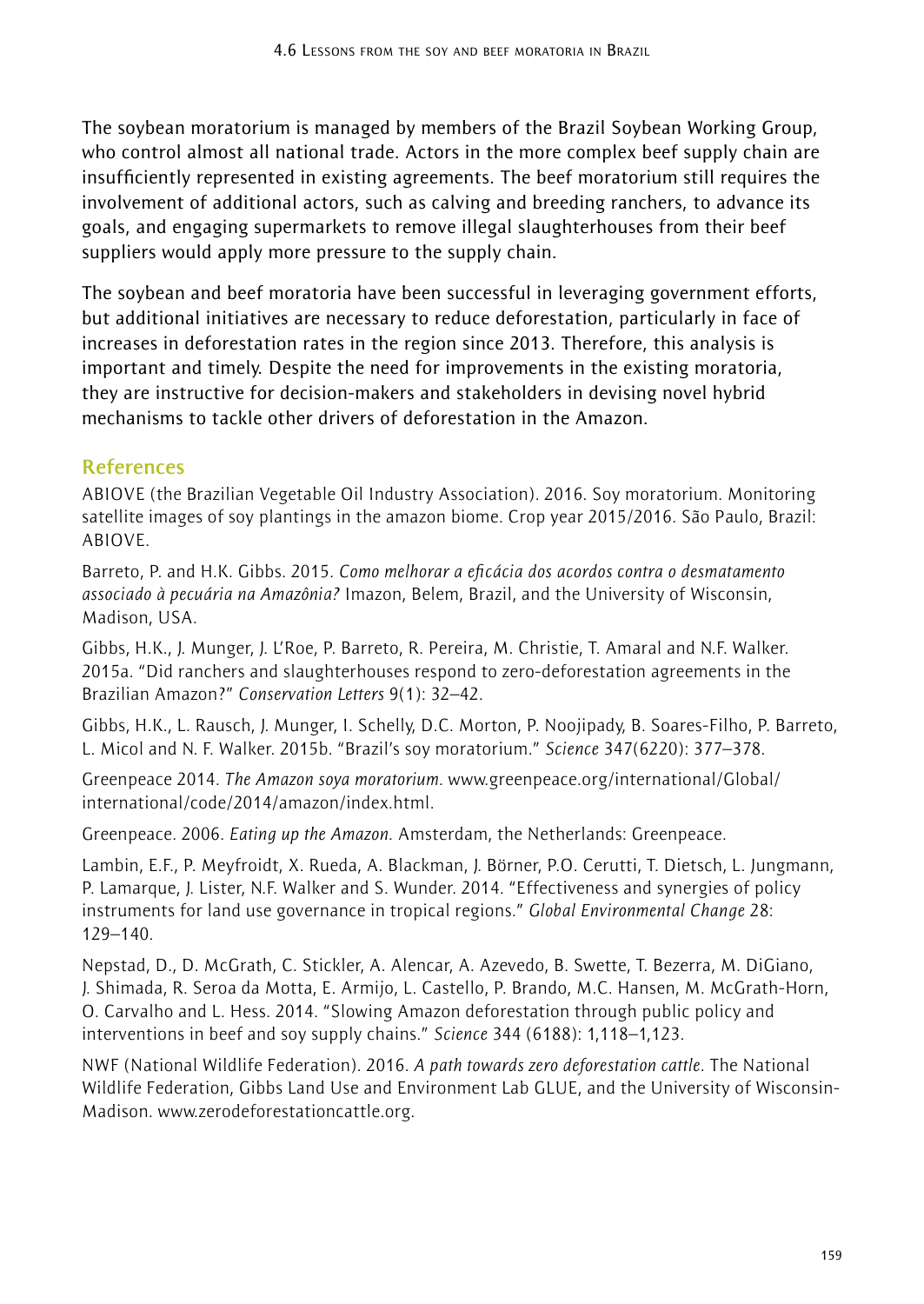The soybean moratorium is managed by members of the Brazil Soybean Working Group, who control almost all national trade. Actors in the more complex beef supply chain are insufficiently represented in existing agreements. The beef moratorium still requires the involvement of additional actors, such as calving and breeding ranchers, to advance its goals, and engaging supermarkets to remove illegal slaughterhouses from their beef suppliers would apply more pressure to the supply chain.

The soybean and beef moratoria have been successful in leveraging government efforts, but additional initiatives are necessary to reduce deforestation, particularly in face of increases in deforestation rates in the region since 2013. Therefore, this analysis is important and timely. Despite the need for improvements in the existing moratoria, they are instructive for decision-makers and stakeholders in devising novel hybrid mechanisms to tackle other drivers of deforestation in the Amazon.

## References

ABIOVE (the Brazilian Vegetable Oil Industry Association). 2016. Soy moratorium. Monitoring satellite images of soy plantings in the amazon biome. Crop year 2015/2016. São Paulo, Brazil: ABIOVE.

Barreto, P. and H.K. Gibbs. 2015. *Como melhorar a eficácia dos acordos contra o desmatamento associado à pecuária na Amazônia?* Imazon, Belem, Brazil, and the University of Wisconsin, Madison, USA.

Gibbs, H.K., J. Munger, J. L'Roe, P. Barreto, R. Pereira, M. Christie, T. Amaral and N.F. Walker. 2015a. "Did ranchers and slaughterhouses respond to zero-deforestation agreements in the Brazilian Amazon?" *Conservation Letters* 9(1): 32–42.

Gibbs, H.K., L. Rausch, J. Munger, I. Schelly, D.C. Morton, P. Noojipady, B. Soares-Filho, P. Barreto, L. Micol and N. F. Walker. 2015b. "Brazil's soy moratorium." *Science* 347(6220): 377–378.

Greenpeace 2014. *The Amazon soya moratorium*. www.greenpeace.org/international/Global/international/code/2014/amazon/index.html.

Greenpeace. 2006. *Eating up the Amazon*. Amsterdam, the Netherlands: Greenpeace.

Lambin, E.F., P. Meyfroidt, X. Rueda, A. Blackman, J. Börner, P.O. Cerutti, T. Dietsch, L. Jungmann, P. Lamarque, J. Lister, N.F. Walker and S. Wunder. 2014. "Effectiveness and synergies of policy instruments for land use governance in tropical regions." *Global Environmental Change* 28: 129–140.

Nepstad, D., D. McGrath, C. Stickler, A. Alencar, A. Azevedo, B. Swette, T. Bezerra, M. DiGiano, J. Shimada, R. Seroa da Motta, E. Armijo, L. Castello, P. Brando, M.C. Hansen, M. McGrath-Horn, O. Carvalho and L. Hess. 2014. "Slowing Amazon deforestation through public policy and interventions in beef and soy supply chains." *Science* 344 (6188): 1,118–1,123.

NWF (National Wildlife Federation). 2016. *A path towards zero deforestation cattle*. The National Wildlife Federation, Gibbs Land Use and Environment Lab GLUE, and the University of Wisconsin-Madison. www.zerodeforestationcattle.org.